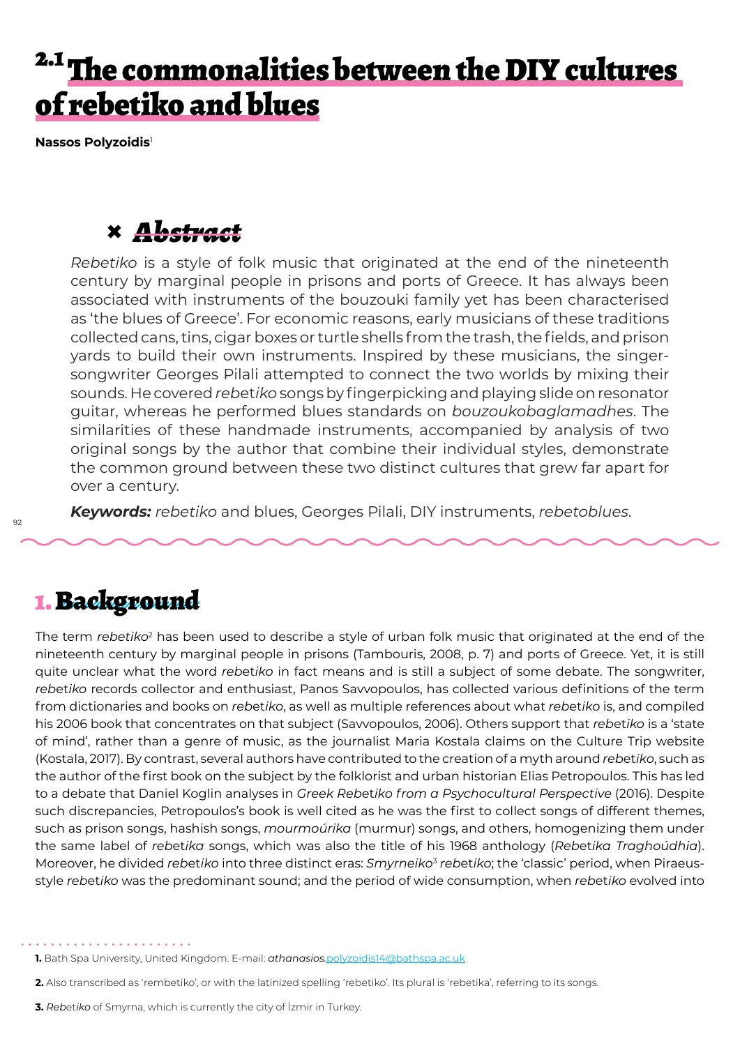# 2.1 The commonalities between the DIY cultures of rebetiko and blues

**Nassos Polyzoidis**[1]

## Abstract

*Rebetiko* is a style of folk music that originated at the end of the nineteenth century by marginal people in prisons and ports of Greece. It has always been associated with instruments of the bouzouki family yet has been characterised as 'the blues of Greece'. For economic reasons, early musicians of these traditions collected cans, tins, cigar boxes or turtle shells from the trash, the fields, and prison yards to build their own instruments. Inspired by these musicians, the singer-songwriter Georges Pilali attempted to connect the two worlds by mixing their sounds. He covered *rebetiko* songs by fingerpicking and playing slide on resonator guitar, whereas he performed blues standards on *bouzoukobaglamadhes*. The similarities of these handmade instruments, accompanied by analysis of two original songs by the author that combine their individual styles, demonstrate the common ground between these two distinct cultures that grew far apart for over a century.

***Keywords:*** *rebetiko* and blues, Georges Pilali, DIY instruments, *rebetoblues*.

## 1. Background

The term *rebetiko*[2] has been used to describe a style of urban folk music that originated at the end of the nineteenth century by marginal people in prisons (Tambouris, 2008, p. 7) and ports of Greece. Yet, it is still quite unclear what the word *rebetiko* in fact means and is still a subject of some debate. The songwriter, *rebetiko* records collector and enthusiast, Panos Savvopoulos, has collected various definitions of the term from dictionaries and books on *rebetiko*, as well as multiple references about what *rebetiko* is, and compiled his 2006 book that concentrates on that subject (Savvopoulos, 2006). Others support that *rebetiko* is a 'state of mind', rather than a genre of music, as the journalist Maria Kostala claims on the Culture Trip website (Kostala, 2017). By contrast, several authors have contributed to the creation of a myth around *rebetiko*, such as the author of the first book on the subject by the folklorist and urban historian Elias Petropoulos. This has led to a debate that Daniel Koglin analyses in *Greek Rebetiko from a Psychocultural Perspective* (2016). Despite such discrepancies, Petropoulos's book is well cited as he was the first to collect songs of different themes, such as prison songs, hashish songs, *mourmoúrika* (murmur) songs, and others, homogenizing them under the same label of *rebetika* songs, which was also the title of his 1968 anthology (*Rebetika Traghoúdhia*). Moreover, he divided *rebetiko* into three distinct eras: *Smyrneiko*[3] *rebetiko*; the 'classic' period, when Piraeus-style *rebetiko* was the predominant sound; and the period of wide consumption, when *rebetiko* evolved into

---

**1.** Bath Spa University, United Kingdom. E-mail: *athanasios.*polyzoidis14@bathspa.ac.uk

**2.** Also transcribed as 'rembetiko', or with the latinized spelling 'rebetiko'. Its plural is 'rebetika', referring to its songs.

**3.** *Rebetiko* of Smyrna, which is currently the city of İzmir in Turkey.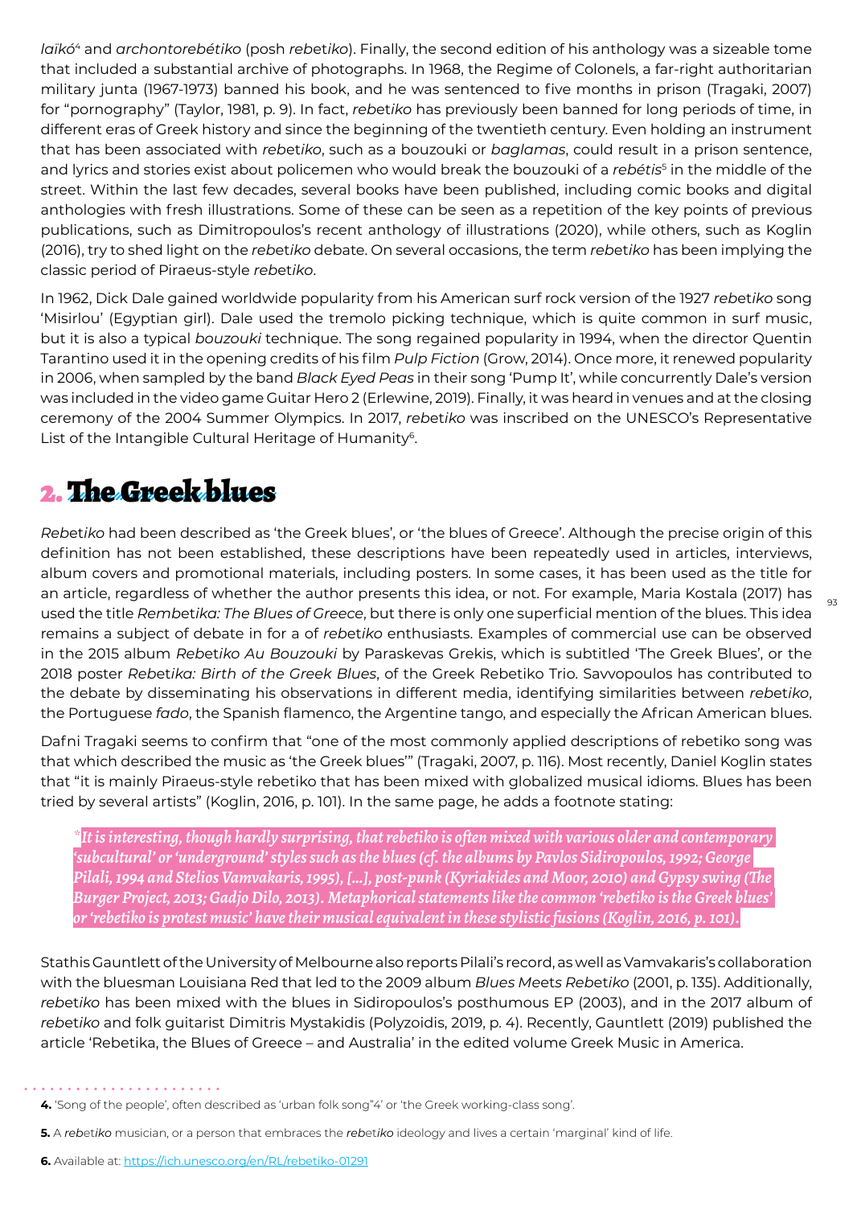*laïkó*[4] and *archontorebétiko* (posh *rebetiko*). Finally, the second edition of his anthology was a sizeable tome that included a substantial archive of photographs. In 1968, the Regime of Colonels, a far-right authoritarian military junta (1967-1973) banned his book, and he was sentenced to five months in prison (Tragaki, 2007) for "pornography" (Taylor, 1981, p. 9). In fact, *rebetiko* has previously been banned for long periods of time, in different eras of Greek history and since the beginning of the twentieth century. Even holding an instrument that has been associated with *rebetiko*, such as a bouzouki or *baglamas*, could result in a prison sentence, and lyrics and stories exist about policemen who would break the bouzouki of a *rebétis*[5] in the middle of the street. Within the last few decades, several books have been published, including comic books and digital anthologies with fresh illustrations. Some of these can be seen as a repetition of the key points of previous publications, such as Dimitropoulos's recent anthology of illustrations (2020), while others, such as Koglin (2016), try to shed light on the *rebetiko* debate. On several occasions, the term *rebetiko* has been implying the classic period of Piraeus-style *rebetiko*.

In 1962, Dick Dale gained worldwide popularity from his American surf rock version of the 1927 *rebetiko* song 'Misirlou' (Egyptian girl). Dale used the tremolo picking technique, which is quite common in surf music, but it is also a typical *bouzouki* technique. The song regained popularity in 1994, when the director Quentin Tarantino used it in the opening credits of his film *Pulp Fiction* (Grow, 2014). Once more, it renewed popularity in 2006, when sampled by the band *Black Eyed Peas* in their song 'Pump It', while concurrently Dale's version was included in the video game Guitar Hero 2 (Erlewine, 2019). Finally, it was heard in venues and at the closing ceremony of the 2004 Summer Olympics. In 2017, *rebetiko* was inscribed on the UNESCO's Representative List of the Intangible Cultural Heritage of Humanity[6].

## 2. The Greek blues

*Rebetiko* had been described as 'the Greek blues', or 'the blues of Greece'. Although the precise origin of this definition has not been established, these descriptions have been repeatedly used in articles, interviews, album covers and promotional materials, including posters. In some cases, it has been used as the title for an article, regardless of whether the author presents this idea, or not. For example, Maria Kostala (2017) has used the title *Rembetika: The Blues of Greece*, but there is only one superficial mention of the blues. This idea remains a subject of debate in for a of *rebetiko* enthusiasts. Examples of commercial use can be observed in the 2015 album *Rebetiko Au Bouzouki* by Paraskevas Grekis, which is subtitled 'The Greek Blues', or the 2018 poster *Rebetika: Birth of the Greek Blues*, of the Greek Rebetiko Trio. Savvopoulos has contributed to the debate by disseminating his observations in different media, identifying similarities between *rebetiko*, the Portuguese *fado*, the Spanish flamenco, the Argentine tango, and especially the African American blues.

Dafni Tragaki seems to confirm that "one of the most commonly applied descriptions of rebetiko song was that which described the music as 'the Greek blues'" (Tragaki, 2007, p. 116). Most recently, Daniel Koglin states that "it is mainly Piraeus-style rebetiko that has been mixed with globalized musical idioms. Blues has been tried by several artists" (Koglin, 2016, p. 101). In the same page, he adds a footnote stating:

> *\*It is interesting, though hardly surprising, that rebetiko is often mixed with various older and contemporary 'subcultural' or 'underground' styles such as the blues (cf. the albums by Pavlos Sidiropoulos, 1992; George Pilali, 1994 and Stelios Vamvakaris, 1995), [...], post-punk (Kyriakides and Moor, 2010) and Gypsy swing (The Burger Project, 2013; Gadjo Dilo, 2013). Metaphorical statements like the common 'rebetiko is the Greek blues' or 'rebetiko is protest music' have their musical equivalent in these stylistic fusions (Koglin, 2016, p. 101).*

Stathis Gauntlett of the University of Melbourne also reports Pilali's record, as well as Vamvakaris's collaboration with the bluesman Louisiana Red that led to the 2009 album *Blues Meets Rebetiko* (2001, p. 135). Additionally, *rebetiko* has been mixed with the blues in Sidiropoulos's posthumous EP (2003), and in the 2017 album of *rebetiko* and folk guitarist Dimitris Mystakidis (Polyzoidis, 2019, p. 4). Recently, Gauntlett (2019) published the article 'Rebetika, the Blues of Greece – and Australia' in the edited volume Greek Music in America.

---

**4.** 'Song of the people', often described as 'urban folk song"4' or 'the Greek working-class song'.

**5.** A *rebetiko* musician, or a person that embraces the *rebetiko* ideology and lives a certain 'marginal' kind of life.

**6.** Available at: https://ich.unesco.org/en/RL/rebetiko-01291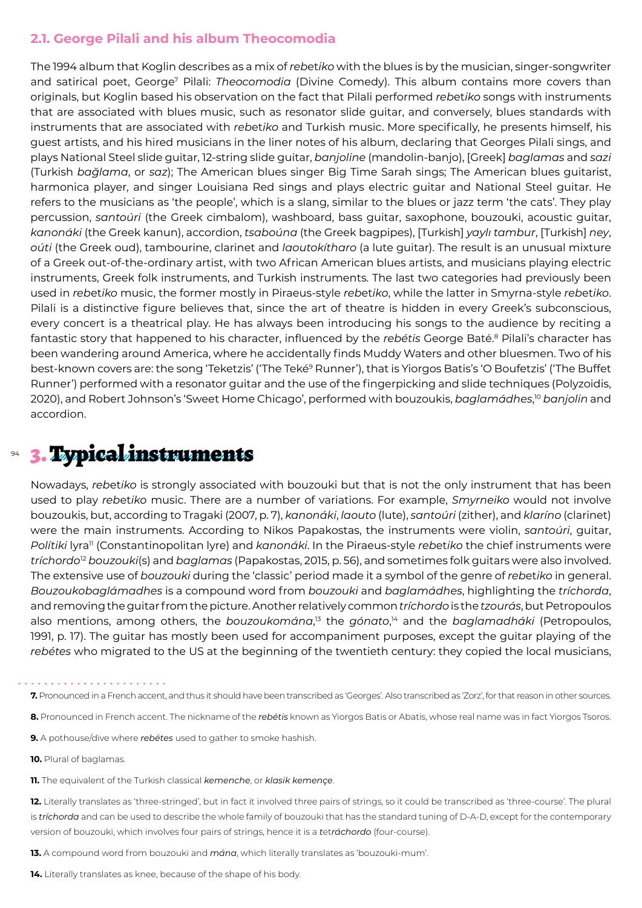### 2.1. George Pilali and his album Theocomodia

The 1994 album that Koglin describes as a mix of *rebetiko* with the blues is by the musician, singer-songwriter and satirical poet, George[7] Pilali: *Theocomodia* (Divine Comedy). This album contains more covers than originals, but Koglin based his observation on the fact that Pilali performed *rebetiko* songs with instruments that are associated with blues music, such as resonator slide guitar, and conversely, blues standards with instruments that are associated with *rebetiko* and Turkish music. More specifically, he presents himself, his guest artists, and his hired musicians in the liner notes of his album, declaring that Georges Pilali sings, and plays National Steel slide guitar, 12-string slide guitar, *banjoline* (mandolin-banjo), [Greek] *baglamas* and *sazi* (Turkish *bağlama*, or *saz*); The American blues singer Big Time Sarah sings; The American blues guitarist, harmonica player, and singer Louisiana Red sings and plays electric guitar and National Steel guitar. He refers to the musicians as 'the people', which is a slang, similar to the blues or jazz term 'the cats'. They play percussion, *santoúri* (the Greek cimbalom), washboard, bass guitar, saxophone, bouzouki, acoustic guitar, *kanonáki* (the Greek kanun), accordion, *tsaboúna* (the Greek bagpipes), [Turkish] *yaylı tambur*, [Turkish] *ney*, *oúti* (the Greek oud), tambourine, clarinet and *laoutokítharo* (a lute guitar). The result is an unusual mixture of a Greek out-of-the-ordinary artist, with two African American blues artists, and musicians playing electric instruments, Greek folk instruments, and Turkish instruments. The last two categories had previously been used in *rebetiko* music, the former mostly in Piraeus-style *rebetiko*, while the latter in Smyrna-style *rebetiko*. Pilali is a distinctive figure believes that, since the art of theatre is hidden in every Greek's subconscious, every concert is a theatrical play. He has always been introducing his songs to the audience by reciting a fantastic story that happened to his character, influenced by the *rebétis* George Baté.[8] Pilali's character has been wandering around America, where he accidentally finds Muddy Waters and other bluesmen. Two of his best-known covers are: the song 'Teketzis' ('The Teké[9] Runner'), that is Yiorgos Batis's 'O Boufetzis' ('The Buffet Runner') performed with a resonator guitar and the use of the fingerpicking and slide techniques (Polyzoidis, 2020), and Robert Johnson's 'Sweet Home Chicago', performed with bouzoukis, *baglamádhes*,[10] *banjolin* and accordion.

## 3. Typical instruments

Nowadays, *rebetiko* is strongly associated with bouzouki but that is not the only instrument that has been used to play *rebetiko* music. There are a number of variations. For example, *Smyrneiko* would not involve bouzoukis, but, according to Tragaki (2007, p. 7), *kanonáki*, *laouto* (lute), *santoúri* (zither), and *klaríno* (clarinet) were the main instruments. According to Nikos Papakostas, the instruments were violin, *santoúri*, guitar, *Polítiki* lyra[11] (Constantinopolitan lyre) and *kanonáki*. In the Piraeus-style *rebetiko* the chief instruments were *tríchordo*[12] *bouzouki*(s) and *baglamas* (Papakostas, 2015, p. 56), and sometimes folk guitars were also involved. The extensive use of *bouzouki* during the 'classic' period made it a symbol of the genre of *rebetiko* in general. *Bouzoukobaglámadhes* is a compound word from *bouzouki* and *baglamádhes*, highlighting the *tríchorda*, and removing the guitar from the picture. Another relatively common *tríchordo* is the *tzourás*, but Petropoulos also mentions, among others, the *bouzoukomána*,[13] the *gónato*,[14] and the *baglamadháki* (Petropoulos, 1991, p. 17). The guitar has mostly been used for accompaniment purposes, except the guitar playing of the *rebétes* who migrated to the US at the beginning of the twentieth century: they copied the local musicians,

---

**7.** Pronounced in a French accent, and thus it should have been transcribed as 'Georges'. Also transcribed as 'Zorz', for that reason in other sources.

**8.** Pronounced in French accent. The nickname of the *rebétis* known as Yiorgos Batis or Abatis, whose real name was in fact Yiorgos Tsoros.

**9.** A pothouse/dive where *rebétes* used to gather to smoke hashish.

**10.** Plural of baglamas.

**11.** The equivalent of the Turkish classical *kemenche*, or *klasik kemençe*.

**12.** Literally translates as 'three-stringed', but in fact it involved three pairs of strings, so it could be transcribed as 'three-course'. The plural is *tríchorda* and can be used to describe the whole family of bouzouki that has the standard tuning of D-A-D, except for the contemporary version of bouzouki, which involves four pairs of strings, hence it is a *tetráchordo* (four-course).

**13.** A compound word from bouzouki and *mána*, which literally translates as 'bouzouki-mum'.

**14.** Literally translates as knee, because of the shape of his body.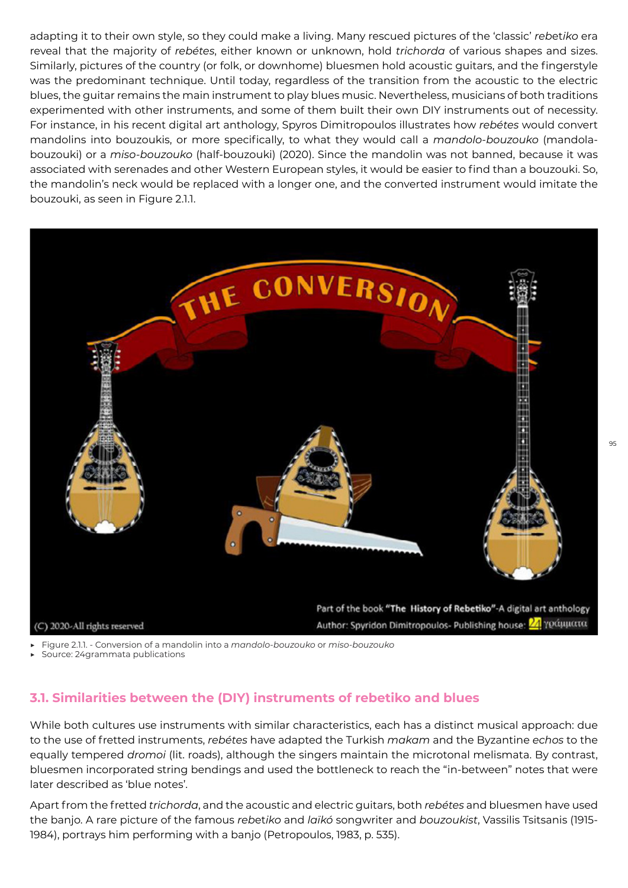adapting it to their own style, so they could make a living. Many rescued pictures of the 'classic' *rebetiko* era reveal that the majority of *rebétes*, either known or unknown, hold *trichorda* of various shapes and sizes. Similarly, pictures of the country (or folk, or downhome) bluesmen hold acoustic guitars, and the fingerstyle was the predominant technique. Until today, regardless of the transition from the acoustic to the electric blues, the guitar remains the main instrument to play blues music. Nevertheless, musicians of both traditions experimented with other instruments, and some of them built their own DIY instruments out of necessity. For instance, in his recent digital art anthology, Spyros Dimitropoulos illustrates how *rebétes* would convert mandolins into bouzoukis, or more specifically, to what they would call a *mandolo-bouzouko* (mandola-bouzouki) or a *miso-bouzouko* (half-bouzouki) (2020). Since the mandolin was not banned, because it was associated with serenades and other Western European styles, it would be easier to find than a bouzouki. So, the mandolin's neck would be replaced with a longer one, and the converted instrument would imitate the bouzouki, as seen in Figure 2.1.1.

- Figure 2.1.1. - Conversion of a mandolin into a *mandolo-bouzouko* or *miso-bouzouko*
- Source: 24grammata publications

## 3.1. Similarities between the (DIY) instruments of rebetiko and blues

While both cultures use instruments with similar characteristics, each has a distinct musical approach: due to the use of fretted instruments, *rebétes* have adapted the Turkish *makam* and the Byzantine *echos* to the equally tempered *dromoi* (lit. roads), although the singers maintain the microtonal melismata. By contrast, bluesmen incorporated string bendings and used the bottleneck to reach the "in-between" notes that were later described as 'blue notes'.

Apart from the fretted *trichorda*, and the acoustic and electric guitars, both *rebétes* and bluesmen have used the banjo. A rare picture of the famous *rebetiko* and *laïkó* songwriter and *bouzoukist*, Vassilis Tsitsanis (1915-1984), portrays him performing with a banjo (Petropoulos, 1983, p. 535).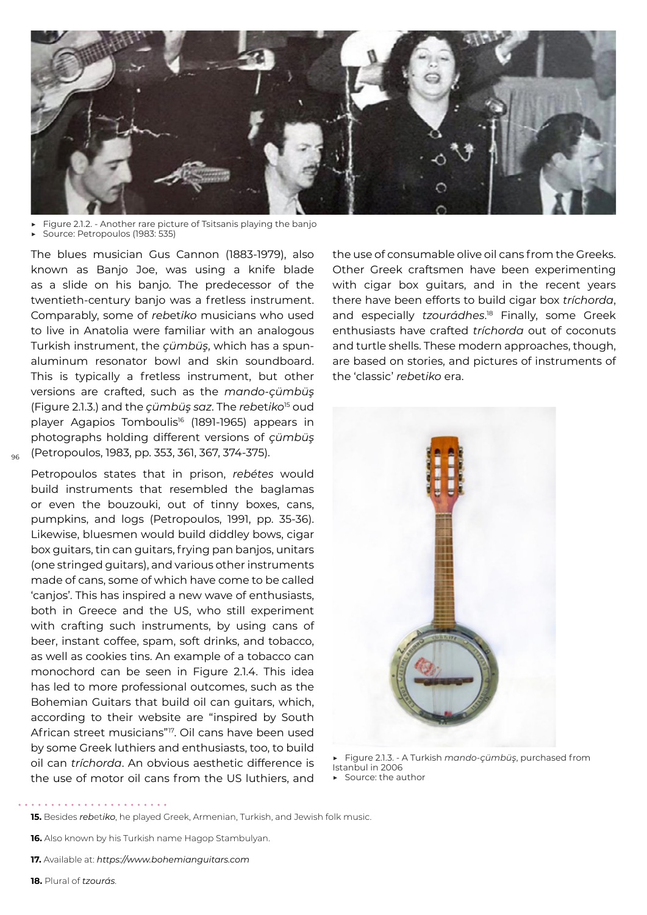- Figure 2.1.2. - Another rare picture of Tsitsanis playing the banjo
- Source: Petropoulos (1983: 535)

The blues musician Gus Cannon (1883-1979), also known as Banjo Joe, was using a knife blade as a slide on his banjo. The predecessor of the twentieth-century banjo was a fretless instrument. Comparably, some of *rebetiko* musicians who used to live in Anatolia were familiar with an analogous Turkish instrument, the *çümbüş*, which has a spun-aluminum resonator bowl and skin soundboard. This is typically a fretless instrument, but other versions are crafted, such as the *mando-çümbüş* (Figure 2.1.3.) and the *çümbüş saz*. The *rebetiko*[15] oud player Agapios Tomboulis[16] (1891-1965) appears in photographs holding different versions of *çümbüş* (Petropoulos, 1983, pp. 353, 361, 367, 374-375).

Petropoulos states that in prison, *rebétes* would build instruments that resembled the baglamas or even the bouzouki, out of tinny boxes, cans, pumpkins, and logs (Petropoulos, 1991, pp. 35-36). Likewise, bluesmen would build diddley bows, cigar box guitars, tin can guitars, frying pan banjos, unitars (one stringed guitars), and various other instruments made of cans, some of which have come to be called 'canjos'. This has inspired a new wave of enthusiasts, both in Greece and the US, who still experiment with crafting such instruments, by using cans of beer, instant coffee, spam, soft drinks, and tobacco, as well as cookies tins. An example of a tobacco can monochord can be seen in Figure 2.1.4. This idea has led to more professional outcomes, such as the Bohemian Guitars that build oil can guitars, which, according to their website are "inspired by South African street musicians"[17]. Oil cans have been used by some Greek luthiers and enthusiasts, too, to build oil can *tríchorda*. An obvious aesthetic difference is the use of motor oil cans from the US luthiers, and the use of consumable olive oil cans from the Greeks. Other Greek craftsmen have been experimenting with cigar box guitars, and in the recent years there have been efforts to build cigar box *tríchorda*, and especially *tzourádhes*.[18] Finally, some Greek enthusiasts have crafted *tríchorda* out of coconuts and turtle shells. These modern approaches, though, are based on stories, and pictures of instruments of the 'classic' *rebetiko* era.

- Figure 2.1.3. - A Turkish *mando-çümbüş*, purchased from Istanbul in 2006
- Source: the author

**15.** Besides *rebetiko*, he played Greek, Armenian, Turkish, and Jewish folk music.

**16.** Also known by his Turkish name Hagop Stambulyan.

**17.** Available at: *https://www.bohemianguitars.com*

**18.** Plural of *tzourás*.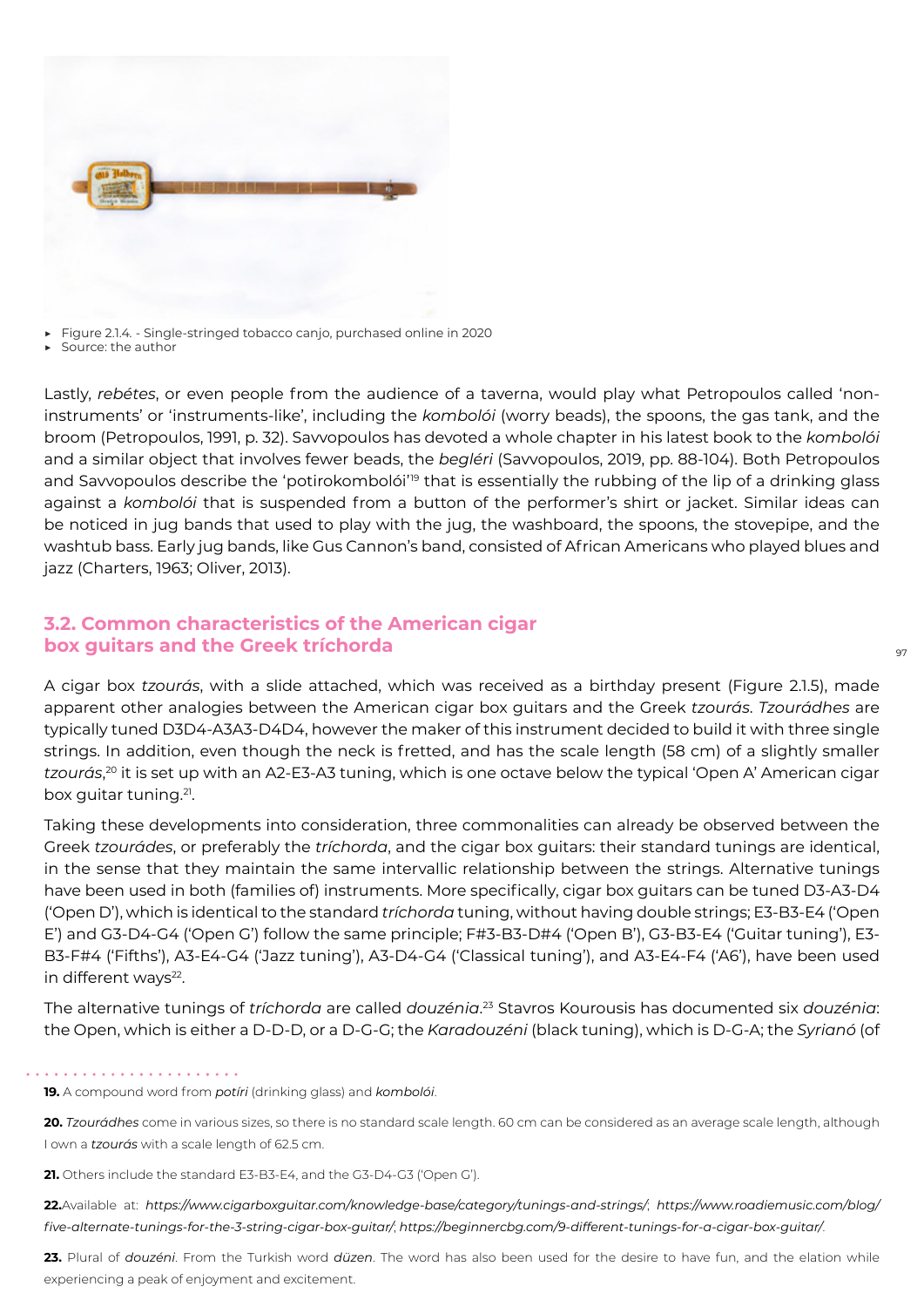- Figure 2.1.4. - Single-stringed tobacco canjo, purchased online in 2020
- Source: the author

Lastly, *rebétes*, or even people from the audience of a taverna, would play what Petropoulos called 'non-instruments' or 'instruments-like', including the *kombolói* (worry beads), the spoons, the gas tank, and the broom (Petropoulos, 1991, p. 32). Savvopoulos has devoted a whole chapter in his latest book to the *kombolói* and a similar object that involves fewer beads, the *begléri* (Savvopoulos, 2019, pp. 88-104). Both Petropoulos and Savvopoulos describe the 'potirokombolói'[19] that is essentially the rubbing of the lip of a drinking glass against a *kombolói* that is suspended from a button of the performer's shirt or jacket. Similar ideas can be noticed in jug bands that used to play with the jug, the washboard, the spoons, the stovepipe, and the washtub bass. Early jug bands, like Gus Cannon's band, consisted of African Americans who played blues and jazz (Charters, 1963; Oliver, 2013).

## 3.2. Common characteristics of the American cigar box guitars and the Greek tríchorda

A cigar box *tzourás*, with a slide attached, which was received as a birthday present (Figure 2.1.5), made apparent other analogies between the American cigar box guitars and the Greek *tzourás*. *Tzourádhes* are typically tuned D3D4-A3A3-D4D4, however the maker of this instrument decided to build it with three single strings. In addition, even though the neck is fretted, and has the scale length (58 cm) of a slightly smaller *tzourás*,[20] it is set up with an A2-E3-A3 tuning, which is one octave below the typical 'Open A' American cigar box guitar tuning.[21].

Taking these developments into consideration, three commonalities can already be observed between the Greek *tzourádes*, or preferably the *tríchorda*, and the cigar box guitars: their standard tunings are identical, in the sense that they maintain the same intervallic relationship between the strings. Alternative tunings have been used in both (families of) instruments. More specifically, cigar box guitars can be tuned D3-A3-D4 ('Open D'), which is identical to the standard *tríchorda* tuning, without having double strings; E3-B3-E4 ('Open E') and G3-D4-G4 ('Open G') follow the same principle; F#3-B3-D#4 ('Open B'), G3-B3-E4 ('Guitar tuning'), E3-B3-F#4 ('Fifths'), A3-E4-G4 ('Jazz tuning'), A3-D4-G4 ('Classical tuning'), and A3-E4-F4 ('A6'), have been used in different ways[22].

The alternative tunings of *tríchorda* are called *douzénia*.[23] Stavros Kourousis has documented six *douzénia*: the Open, which is either a D-D-D, or a D-G-G; the *Karadouzéni* (black tuning), which is D-G-A; the *Syrianó* (of

---

**19.** A compound word from *potíri* (drinking glass) and *kombolói*.

**20.** *Tzourádhes* come in various sizes, so there is no standard scale length. 60 cm can be considered as an average scale length, although I own a *tzourás* with a scale length of 62.5 cm.

**21.** Others include the standard E3-B3-E4, and the G3-D4-G3 ('Open G').

**22.** Available at: *https://www.cigarboxguitar.com/knowledge-base/category/tunings-and-strings/*; *https://www.roadiemusic.com/blog/five-alternate-tunings-for-the-3-string-cigar-box-guitar/*; *https://beginnercbg.com/9-different-tunings-for-a-cigar-box-guitar/*.

**23.** Plural of *douzéni*. From the Turkish word *düzen*. The word has also been used for the desire to have fun, and the elation while experiencing a peak of enjoyment and excitement.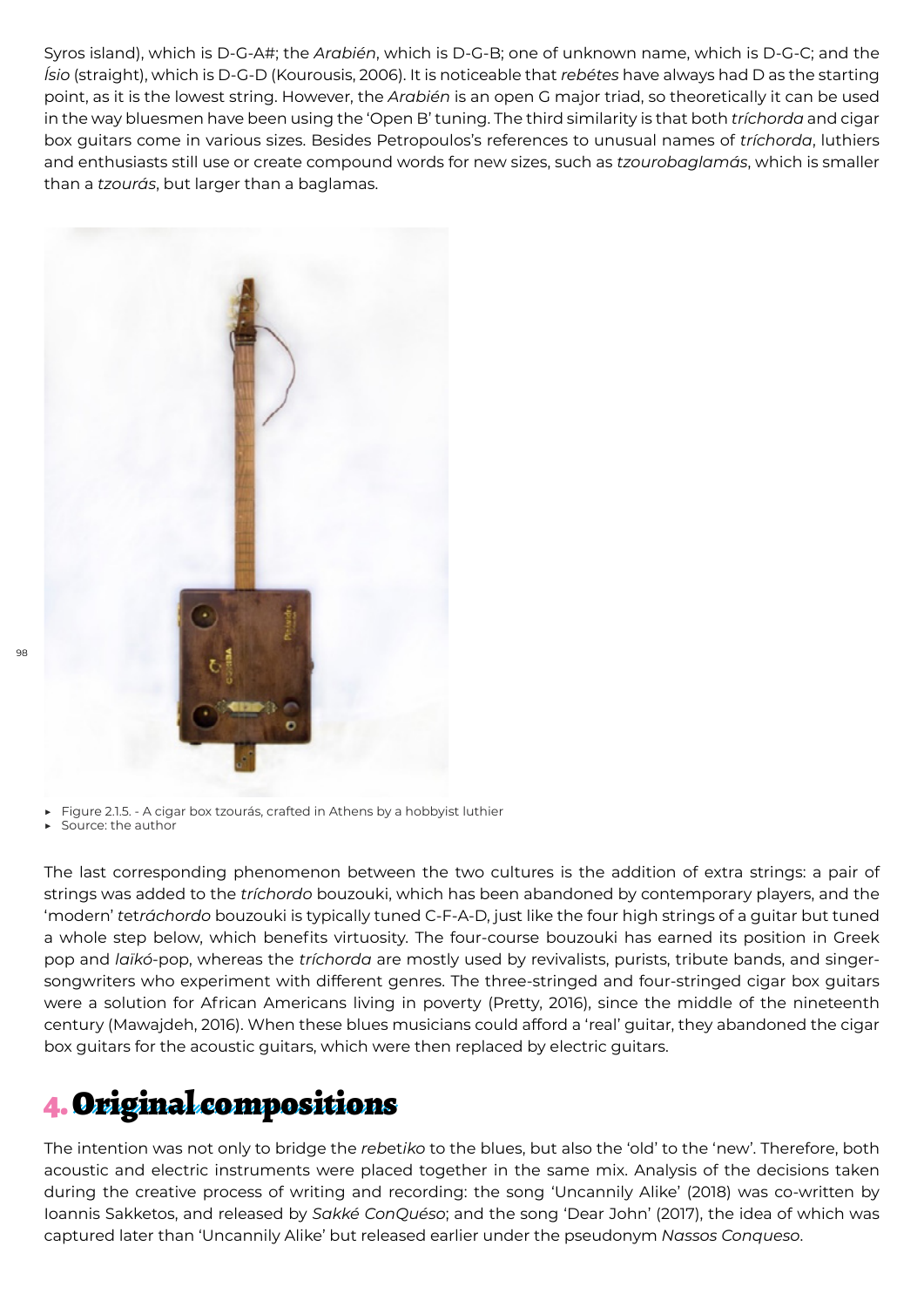Syros island), which is D-G-A#; the *Arabién*, which is D-G-B; one of unknown name, which is D-G-C; and the *Ísio* (straight), which is D-G-D (Kourousis, 2006). It is noticeable that *rebétes* have always had D as the starting point, as it is the lowest string. However, the *Arabién* is an open G major triad, so theoretically it can be used in the way bluesmen have been using the 'Open B' tuning. The third similarity is that both *tríchorda* and cigar box guitars come in various sizes. Besides Petropoulos's references to unusual names of *tríchorda*, luthiers and enthusiasts still use or create compound words for new sizes, such as *tzourobaglamás*, which is smaller than a *tzourás*, but larger than a baglamas.

- Figure 2.1.5. - A cigar box tzourás, crafted in Athens by a hobbyist luthier
- Source: the author

The last corresponding phenomenon between the two cultures is the addition of extra strings: a pair of strings was added to the *tríchordo* bouzouki, which has been abandoned by contemporary players, and the 'modern' *tetráchordo* bouzouki is typically tuned C-F-A-D, just like the four high strings of a guitar but tuned a whole step below, which benefits virtuosity. The four-course bouzouki has earned its position in Greek pop and *laïkó*-pop, whereas the *tríchorda* are mostly used by revivalists, purists, tribute bands, and singer-songwriters who experiment with different genres. The three-stringed and four-stringed cigar box guitars were a solution for African Americans living in poverty (Pretty, 2016), since the middle of the nineteenth century (Mawajdeh, 2016). When these blues musicians could afford a 'real' guitar, they abandoned the cigar box guitars for the acoustic guitars, which were then replaced by electric guitars.

## 4. Original compositions

The intention was not only to bridge the *rebetiko* to the blues, but also the 'old' to the 'new'. Therefore, both acoustic and electric instruments were placed together in the same mix. Analysis of the decisions taken during the creative process of writing and recording: the song 'Uncannily Alike' (2018) was co-written by Ioannis Sakketos, and released by *Sakké ConQuéso*; and the song 'Dear John' (2017), the idea of which was captured later than 'Uncannily Alike' but released earlier under the pseudonym *Nassos Conqueso*.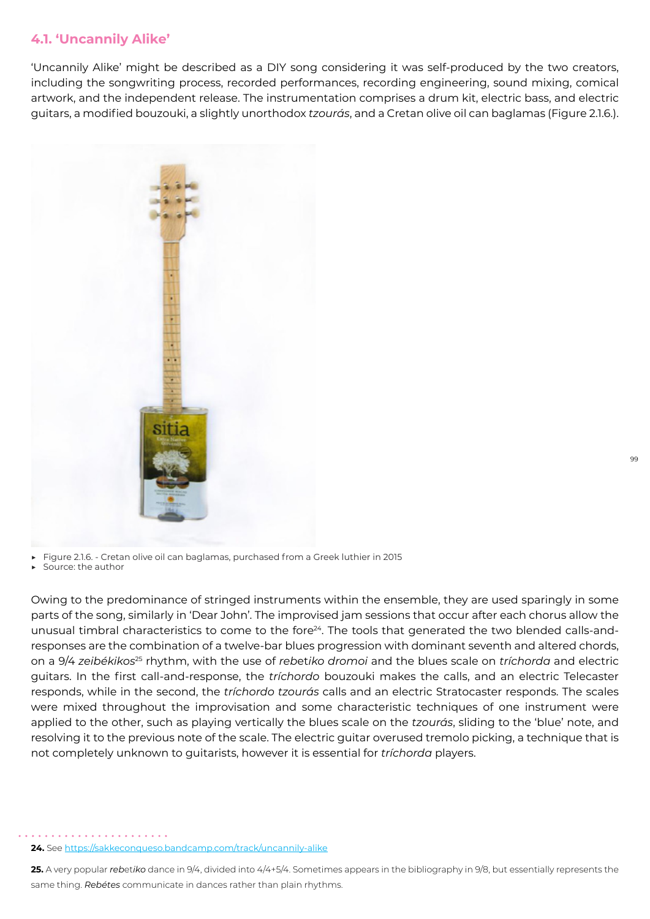### 4.1. 'Uncannily Alike'

'Uncannily Alike' might be described as a DIY song considering it was self-produced by the two creators, including the songwriting process, recorded performances, recording engineering, sound mixing, comical artwork, and the independent release. The instrumentation comprises a drum kit, electric bass, and electric guitars, a modified bouzouki, a slightly unorthodox *tzourás*, and a Cretan olive oil can baglamas (Figure 2.1.6.).

- Figure 2.1.6. - Cretan olive oil can baglamas, purchased from a Greek luthier in 2015
- Source: the author

Owing to the predominance of stringed instruments within the ensemble, they are used sparingly in some parts of the song, similarly in 'Dear John'. The improvised jam sessions that occur after each chorus allow the unusual timbral characteristics to come to the fore[24]. The tools that generated the two blended calls-and-responses are the combination of a twelve-bar blues progression with dominant seventh and altered chords, on a 9/4 *zeibékikos*[25] rhythm, with the use of *rebetiko dromoi* and the blues scale on *tríchorda* and electric guitars. In the first call-and-response, the *tríchordo* bouzouki makes the calls, and an electric Telecaster responds, while in the second, the *tríchordo tzourás* calls and an electric Stratocaster responds. The scales were mixed throughout the improvisation and some characteristic techniques of one instrument were applied to the other, such as playing vertically the blues scale on the *tzourás*, sliding to the 'blue' note, and resolving it to the previous note of the scale. The electric guitar overused tremolo picking, a technique that is not completely unknown to guitarists, however it is essential for *tríchorda* players.

**24.** See https://sakkeconqueso.bandcamp.com/track/uncannily-alike

**25.** A very popular *rebetiko* dance in 9/4, divided into 4/4+5/4. Sometimes appears in the bibliography in 9/8, but essentially represents the same thing. *Rebétes* communicate in dances rather than plain rhythms.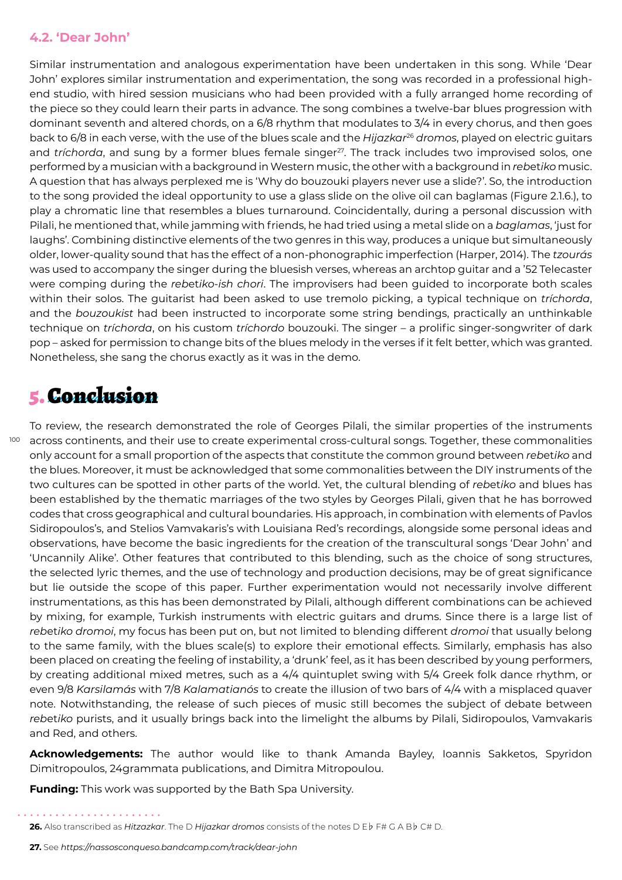### 4.2. 'Dear John'

Similar instrumentation and analogous experimentation have been undertaken in this song. While 'Dear John' explores similar instrumentation and experimentation, the song was recorded in a professional high-end studio, with hired session musicians who had been provided with a fully arranged home recording of the piece so they could learn their parts in advance. The song combines a twelve-bar blues progression with dominant seventh and altered chords, on a 6/8 rhythm that modulates to 3/4 in every chorus, and then goes back to 6/8 in each verse, with the use of the blues scale and the *Hijazkar*[26] *dromos*, played on electric guitars and *tríchorda*, and sung by a former blues female singer[27]. The track includes two improvised solos, one performed by a musician with a background in Western music, the other with a background in *rebetiko* music. A question that has always perplexed me is 'Why do bouzouki players never use a slide?'. So, the introduction to the song provided the ideal opportunity to use a glass slide on the olive oil can baglamas (Figure 2.1.6.), to play a chromatic line that resembles a blues turnaround. Coincidentally, during a personal discussion with Pilali, he mentioned that, while jamming with friends, he had tried using a metal slide on a *baglamas*, 'just for laughs'. Combining distinctive elements of the two genres in this way, produces a unique but simultaneously older, lower-quality sound that has the effect of a non-phonographic imperfection (Harper, 2014). The *tzourás* was used to accompany the singer during the bluesish verses, whereas an archtop guitar and a '52 Telecaster were comping during the *rebetiko-ish chori*. The improvisers had been guided to incorporate both scales within their solos. The guitarist had been asked to use tremolo picking, a typical technique on *tríchorda*, and the *bouzoukist* had been instructed to incorporate some string bendings, practically an unthinkable technique on *tríchorda*, on his custom *tríchordo* bouzouki. The singer – a prolific singer-songwriter of dark pop – asked for permission to change bits of the blues melody in the verses if it felt better, which was granted. Nonetheless, she sang the chorus exactly as it was in the demo.

## 5. Conclusion

To review, the research demonstrated the role of Georges Pilali, the similar properties of the instruments across continents, and their use to create experimental cross-cultural songs. Together, these commonalities only account for a small proportion of the aspects that constitute the common ground between *rebetiko* and the blues. Moreover, it must be acknowledged that some commonalities between the DIY instruments of the two cultures can be spotted in other parts of the world. Yet, the cultural blending of *rebetiko* and blues has been established by the thematic marriages of the two styles by Georges Pilali, given that he has borrowed codes that cross geographical and cultural boundaries. His approach, in combination with elements of Pavlos Sidiropoulos's, and Stelios Vamvakaris's with Louisiana Red's recordings, alongside some personal ideas and observations, have become the basic ingredients for the creation of the transcultural songs 'Dear John' and 'Uncannily Alike'. Other features that contributed to this blending, such as the choice of song structures, the selected lyric themes, and the use of technology and production decisions, may be of great significance but lie outside the scope of this paper. Further experimentation would not necessarily involve different instrumentations, as this has been demonstrated by Pilali, although different combinations can be achieved by mixing, for example, Turkish instruments with electric guitars and drums. Since there is a large list of *rebetiko dromoi*, my focus has been put on, but not limited to blending different *dromoi* that usually belong to the same family, with the blues scale(s) to explore their emotional effects. Similarly, emphasis has also been placed on creating the feeling of instability, a 'drunk' feel, as it has been described by young performers, by creating additional mixed metres, such as a 4/4 quintuplet swing with 5/4 Greek folk dance rhythm, or even 9/8 *Karsilamás* with 7/8 *Kalamatianós* to create the illusion of two bars of 4/4 with a misplaced quaver note. Notwithstanding, the release of such pieces of music still becomes the subject of debate between *rebetiko* purists, and it usually brings back into the limelight the albums by Pilali, Sidiropoulos, Vamvakaris and Red, and others.

**Acknowledgements:** The author would like to thank Amanda Bayley, Ioannis Sakketos, Spyridon Dimitropoulos, 24grammata publications, and Dimitra Mitropoulou.

**Funding:** This work was supported by the Bath Spa University.

---

**26.** Also transcribed as *Hitzazkar*. The D *Hijazkar dromos* consists of the notes D E♭ F# G A B♭ C# D.

**27.** See *https://nassosconqueso.bandcamp.com/track/dear-john*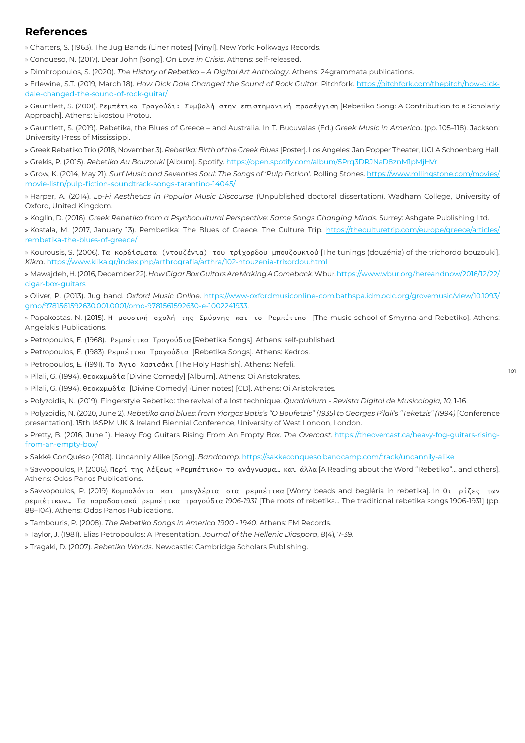## References

» Charters, S. (1963). The Jug Bands (Liner notes) [Vinyl]. New York: Folkways Records.

» Conqueso, N. (2017). Dear John [Song]. On *Love in Crisis*. Athens: self-released.

» Dimitropoulos, S. (2020). *The History of Rebetiko – A Digital Art Anthology*. Athens: 24grammata publications.

» Erlewine, S.T. (2019, March 18). *How Dick Dale Changed the Sound of Rock Guitar*. Pitchfork. https://pitchfork.com/thepitch/how-dick-dale-changed-the-sound-of-rock-guitar/

» Gauntlett, S. (2001). Ρεμπέτικο Τραγούδι: Συμβολή στην επιστημονική προσέγγιση [Rebetiko Song: A Contribution to a Scholarly Approach]. Athens: Eikostou Protou.

» Gauntlett, S. (2019). Rebetika, the Blues of Greece – and Australia. In T. Bucuvalas (Ed.) *Greek Music in America*. (pp. 105–118). Jackson: University Press of Mississippi.

» Greek Rebetiko Trio (2018, November 3). *Rebetika: Birth of the Greek Blues* [Poster]. Los Angeles: Jan Popper Theater, UCLA Schoenberg Hall.

» Grekis, P. (2015). *Rebetiko Au Bouzouki* [Album]. Spotify. https://open.spotify.com/album/5Prq3DRJNaD8znM1pMjHVr

» Grow, K. (2014, May 21). *Surf Music and Seventies Soul: The Songs of 'Pulp Fiction'*. Rolling Stones. https://www.rollingstone.com/movies/movie-listn/pulp-fiction-soundtrack-songs-tarantino-14045/

» Harper, A. (2014). *Lo-Fi Aesthetics in Popular Music Discourse* (Unpublished doctoral dissertation). Wadham College, University of Oxford, United Kingdom.

» Koglin, D. (2016). *Greek Rebetiko from a Psychocultural Perspective: Same Songs Changing Minds*. Surrey: Ashgate Publishing Ltd.

» Kostala, M. (2017, January 13). Rembetika: The Blues of Greece. The Culture Trip. https://theculturetrip.com/europe/greece/articles/rembetika-the-blues-of-greece/

» Kourousis, S. (2006). Τα κορδίσματα (ντουζένια) του τρίχορδου μπουζουκιού [The tunings (douzénia) of the tríchordo bouzouki]. *Kikra*. https://www.klika.gr/index.php/arthrografia/arthra/102-ntouzenia-trixordou.html

» Mawajdeh, H. (2016, December 22). *How Cigar Box Guitars Are Making A Comeback*. Wbur. https://www.wbur.org/hereandnow/2016/12/22/cigar-box-guitars

» Oliver, P. (2013). Jug band. *Oxford Music Online*. https://www-oxfordmusiconline-com.bathspa.idm.oclc.org/grovemusic/view/10.1093/gmo/9781561592630.001.0001/omo-9781561592630-e-1002241933.

» Papakostas, N. (2015). Η μουσική σχολή της Σμύρνης και το Ρεμπέτικο [The music school of Smyrna and Rebetiko]. Athens: Angelakis Publications.

» Petropoulos, E. (1968). Ρεμπέτικα Τραγούδια [Rebetika Songs]. Athens: self-published.

» Petropoulos, E. (1983). Ρεμπέτικα Τραγούδια [Rebetika Songs]. Athens: Kedros.

» Petropoulos, E. (1991). Το Άγιο Χασισάκι [The Holy Hashish]. Athens: Nefeli.

» Pilali, G. (1994). Θεοκωμωδία [Divine Comedy] [Album]. Athens: Oi Aristokrates.

» Pilali, G. (1994). Θεοκωμωδία [Divine Comedy] (Liner notes) [CD]. Athens: Oi Aristokrates.

» Polyzoidis, N. (2019). Fingerstyle Rebetiko: the revival of a lost technique. *Quadrívium - Revista Digital de Musicologia, 10*, 1-16.

» Polyzoidis, N. (2020, June 2). *Rebetiko and blues: from Yiorgos Batis's "O Boufetzis" (1935) to Georges Pilali's "Teketzis" (1994)* [Conference presentation]. 15th IASPM UK & Ireland Biennial Conference, University of West London, London.

» Pretty, B. (2016, June 1). Heavy Fog Guitars Rising From An Empty Box. *The Overcast*. https://theovercast.ca/heavy-fog-guitars-rising-from-an-empty-box/

» Sakké ConQuéso (2018). Uncannily Alike [Song]. *Bandcamp*. https://sakkeconqueso.bandcamp.com/track/uncannily-alike

» Savvopoulos, P. (2006). Περί της Λέξεως «Ρεμπέτικο» το ανάγνωσμα… και άλλα [A Reading about the Word "Rebetiko"… and others]. Athens: Odos Panos Publications.

» Savvopoulos, P. (2019) Κομπολόγια και μπεγλέρια στα ρεμπέτικα [Worry beads and begléria in rebetika]. In Οι ρίζες των ρεμπέτικων… Τα παραδοσιακά ρεμπέτικα τραγούδια *1906-1931* [The roots of rebetika… The traditional rebetika songs 1906-1931] (pp. 88–104). Athens: Odos Panos Publications.

» Tambouris, P. (2008). *The Rebetiko Songs in America 1900 - 1940*. Athens: FM Records.

» Taylor, J. (1981). Elias Petropoulos: A Presentation. *Journal of the Hellenic Diaspora*, *8*(4), 7-39.

» Tragaki, D. (2007). *Rebetiko Worlds*. Newcastle: Cambridge Scholars Publishing.